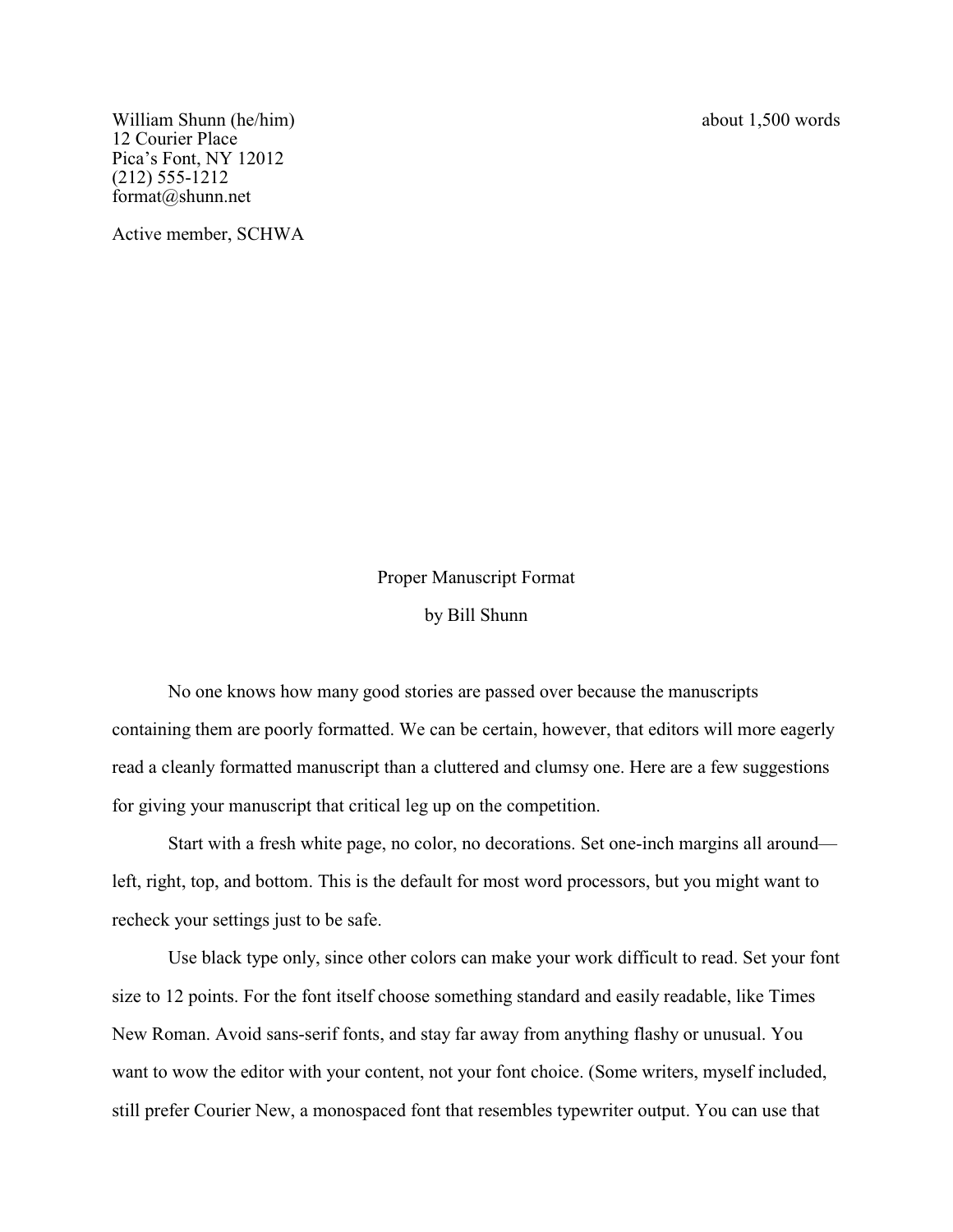William Shunn (he/him)
12 Courier Place
Pica's Font, NY 12012
(212) 555-1212
format@shunn.net

about 1,500 words

Active member, SCHWA

Proper Manuscript Format

by Bill Shunn

No one knows how many good stories are passed over because the manuscripts containing them are poorly formatted. We can be certain, however, that editors will more eagerly read a cleanly formatted manuscript than a cluttered and clumsy one. Here are a few suggestions for giving your manuscript that critical leg up on the competition.

Start with a fresh white page, no color, no decorations. Set one-inch margins all around—left, right, top, and bottom. This is the default for most word processors, but you might want to recheck your settings just to be safe.

Use black type only, since other colors can make your work difficult to read. Set your font size to 12 points. For the font itself choose something standard and easily readable, like Times New Roman. Avoid sans-serif fonts, and stay far away from anything flashy or unusual. You want to wow the editor with your content, not your font choice. (Some writers, myself included, still prefer Courier New, a monospaced font that resembles typewriter output. You can use that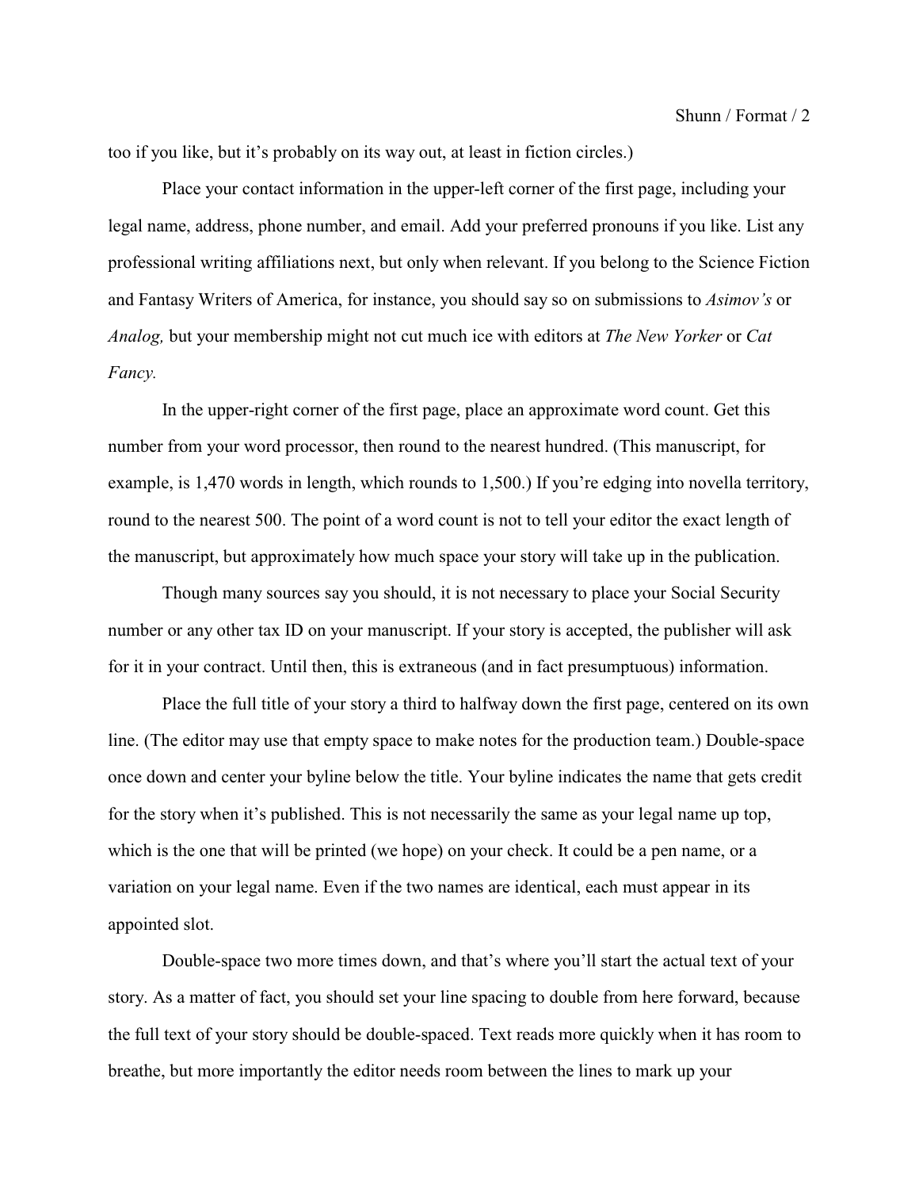too if you like, but it's probably on its way out, at least in fiction circles.)

Place your contact information in the upper-left corner of the first page, including your legal name, address, phone number, and email. Add your preferred pronouns if you like. List any professional writing affiliations next, but only when relevant. If you belong to the Science Fiction and Fantasy Writers of America, for instance, you should say so on submissions to *Asimov's* or *Analog,* but your membership might not cut much ice with editors at *The New Yorker* or *Cat Fancy.*

In the upper-right corner of the first page, place an approximate word count. Get this number from your word processor, then round to the nearest hundred. (This manuscript, for example, is 1,470 words in length, which rounds to 1,500.) If you're edging into novella territory, round to the nearest 500. The point of a word count is not to tell your editor the exact length of the manuscript, but approximately how much space your story will take up in the publication.

Though many sources say you should, it is not necessary to place your Social Security number or any other tax ID on your manuscript. If your story is accepted, the publisher will ask for it in your contract. Until then, this is extraneous (and in fact presumptuous) information.

Place the full title of your story a third to halfway down the first page, centered on its own line. (The editor may use that empty space to make notes for the production team.) Double-space once down and center your byline below the title. Your byline indicates the name that gets credit for the story when it's published. This is not necessarily the same as your legal name up top, which is the one that will be printed (we hope) on your check. It could be a pen name, or a variation on your legal name. Even if the two names are identical, each must appear in its appointed slot.

Double-space two more times down, and that's where you'll start the actual text of your story. As a matter of fact, you should set your line spacing to double from here forward, because the full text of your story should be double-spaced. Text reads more quickly when it has room to breathe, but more importantly the editor needs room between the lines to mark up your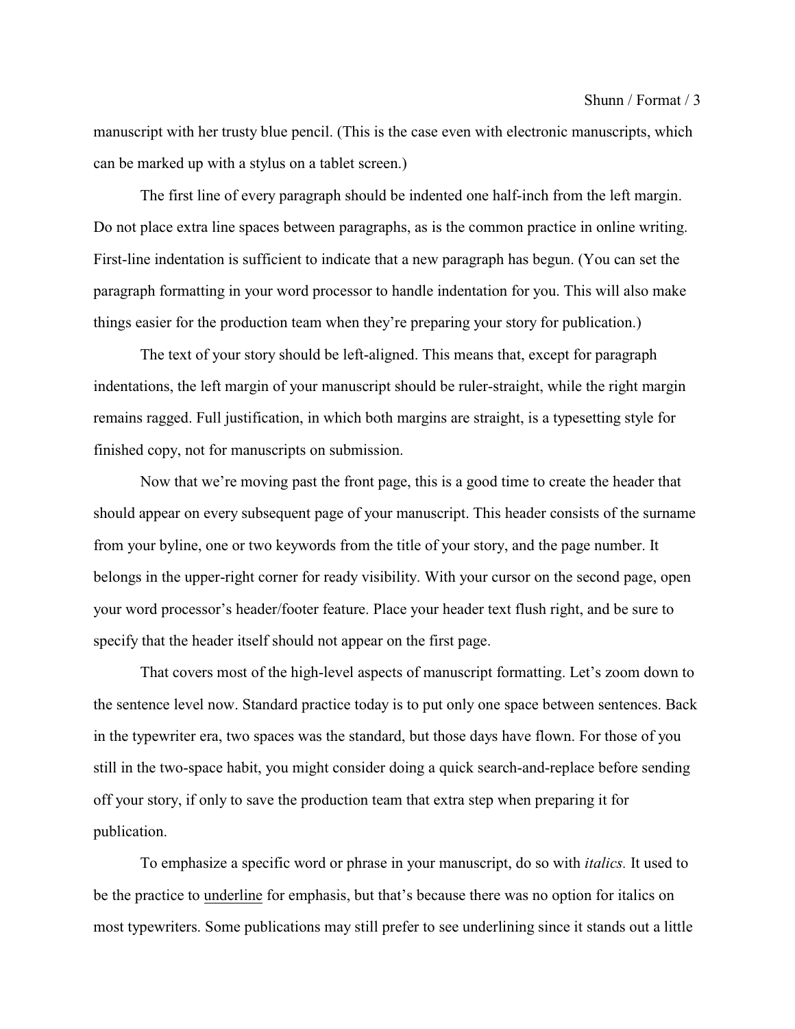manuscript with her trusty blue pencil. (This is the case even with electronic manuscripts, which can be marked up with a stylus on a tablet screen.)

The first line of every paragraph should be indented one half-inch from the left margin. Do not place extra line spaces between paragraphs, as is the common practice in online writing. First-line indentation is sufficient to indicate that a new paragraph has begun. (You can set the paragraph formatting in your word processor to handle indentation for you. This will also make things easier for the production team when they're preparing your story for publication.)

The text of your story should be left-aligned. This means that, except for paragraph indentations, the left margin of your manuscript should be ruler-straight, while the right margin remains ragged. Full justification, in which both margins are straight, is a typesetting style for finished copy, not for manuscripts on submission.

Now that we're moving past the front page, this is a good time to create the header that should appear on every subsequent page of your manuscript. This header consists of the surname from your byline, one or two keywords from the title of your story, and the page number. It belongs in the upper-right corner for ready visibility. With your cursor on the second page, open your word processor's header/footer feature. Place your header text flush right, and be sure to specify that the header itself should not appear on the first page.

That covers most of the high-level aspects of manuscript formatting. Let's zoom down to the sentence level now. Standard practice today is to put only one space between sentences. Back in the typewriter era, two spaces was the standard, but those days have flown. For those of you still in the two-space habit, you might consider doing a quick search-and-replace before sending off your story, if only to save the production team that extra step when preparing it for publication.

To emphasize a specific word or phrase in your manuscript, do so with *italics.* It used to be the practice to <u>underline</u> for emphasis, but that's because there was no option for italics on most typewriters. Some publications may still prefer to see underlining since it stands out a little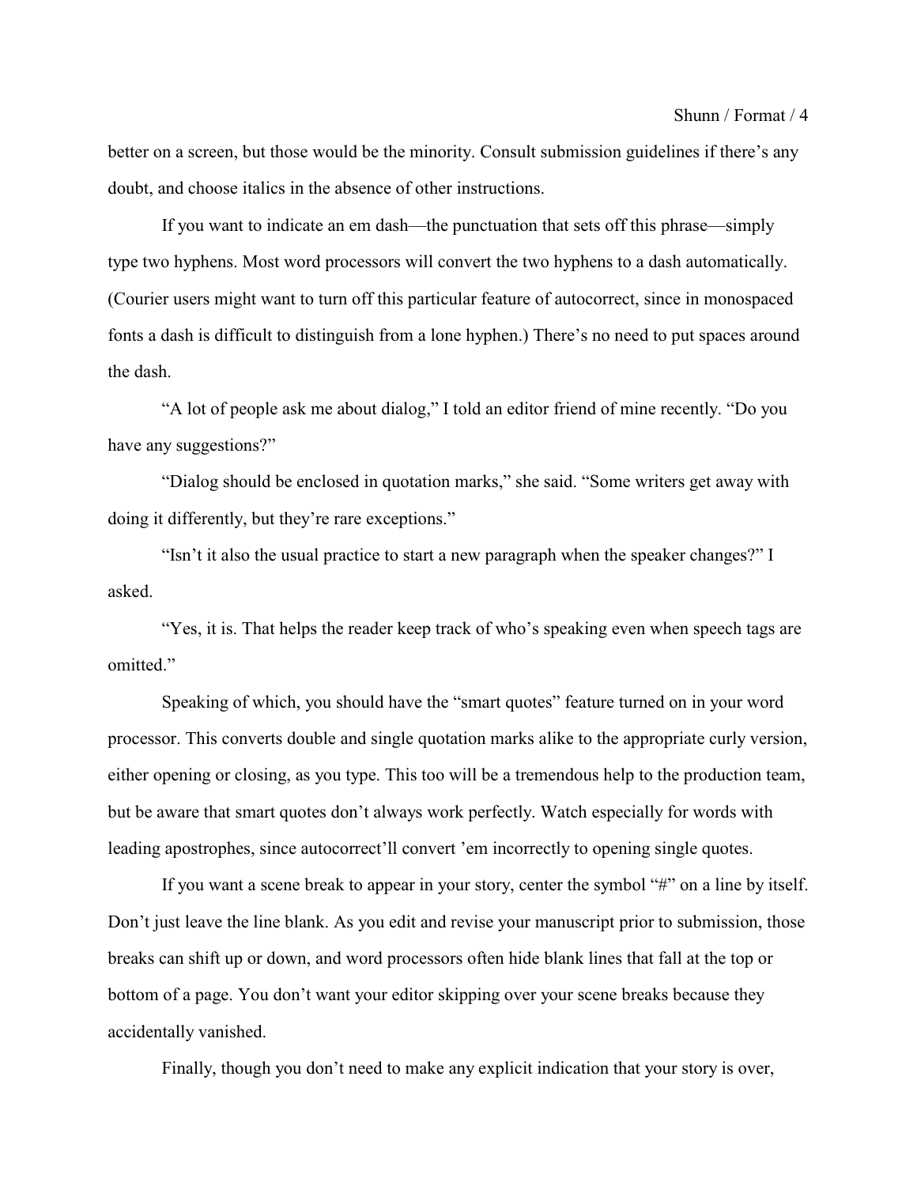better on a screen, but those would be the minority. Consult submission guidelines if there’s any doubt, and choose italics in the absence of other instructions.

If you want to indicate an em dash—the punctuation that sets off this phrase—simply type two hyphens. Most word processors will convert the two hyphens to a dash automatically. (Courier users might want to turn off this particular feature of autocorrect, since in monospaced fonts a dash is difficult to distinguish from a lone hyphen.) There’s no need to put spaces around the dash.

“A lot of people ask me about dialog,” I told an editor friend of mine recently. “Do you have any suggestions?”

“Dialog should be enclosed in quotation marks,” she said. “Some writers get away with doing it differently, but they’re rare exceptions.”

“Isn’t it also the usual practice to start a new paragraph when the speaker changes?” I asked.

“Yes, it is. That helps the reader keep track of who’s speaking even when speech tags are omitted.”

Speaking of which, you should have the “smart quotes” feature turned on in your word processor. This converts double and single quotation marks alike to the appropriate curly version, either opening or closing, as you type. This too will be a tremendous help to the production team, but be aware that smart quotes don’t always work perfectly. Watch especially for words with leading apostrophes, since autocorrect’ll convert ’em incorrectly to opening single quotes.

If you want a scene break to appear in your story, center the symbol “#” on a line by itself. Don’t just leave the line blank. As you edit and revise your manuscript prior to submission, those breaks can shift up or down, and word processors often hide blank lines that fall at the top or bottom of a page. You don’t want your editor skipping over your scene breaks because they accidentally vanished.

Finally, though you don’t need to make any explicit indication that your story is over,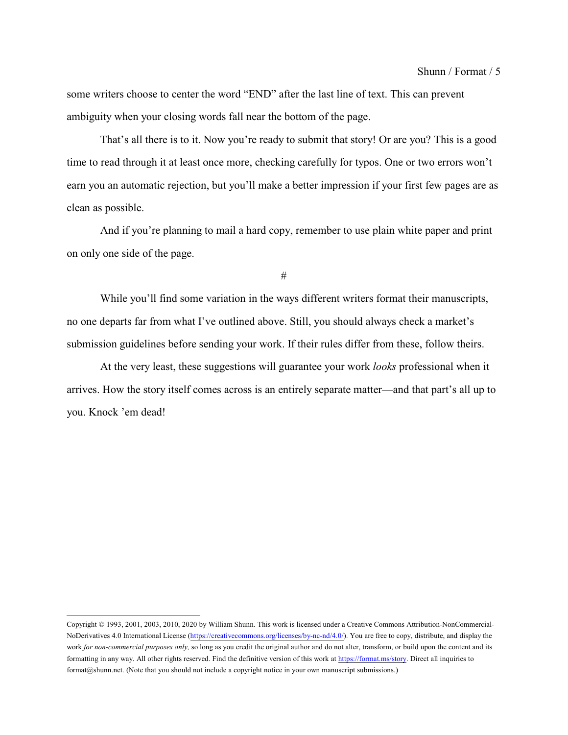some writers choose to center the word “END” after the last line of text. This can prevent ambiguity when your closing words fall near the bottom of the page.

That’s all there is to it. Now you’re ready to submit that story! Or are you? This is a good time to read through it at least once more, checking carefully for typos. One or two errors won’t earn you an automatic rejection, but you’ll make a better impression if your first few pages are as clean as possible.

And if you’re planning to mail a hard copy, remember to use plain white paper and print on only one side of the page.

#

While you’ll find some variation in the ways different writers format their manuscripts, no one departs far from what I’ve outlined above. Still, you should always check a market’s submission guidelines before sending your work. If their rules differ from these, follow theirs.

At the very least, these suggestions will guarantee your work *looks* professional when it arrives. How the story itself comes across is an entirely separate matter—and that part’s all up to you. Knock ’em dead!

---

Copyright © 1993, 2001, 2003, 2010, 2020 by William Shunn. This work is licensed under a Creative Commons Attribution-NonCommercial-NoDerivatives 4.0 International License (https://creativecommons.org/licenses/by-nc-nd/4.0/). You are free to copy, distribute, and display the work *for non-commercial purposes only,* so long as you credit the original author and do not alter, transform, or build upon the content and its formatting in any way. All other rights reserved. Find the definitive version of this work at https://format.ms/story. Direct all inquiries to format@shunn.net. (Note that you should not include a copyright notice in your own manuscript submissions.)